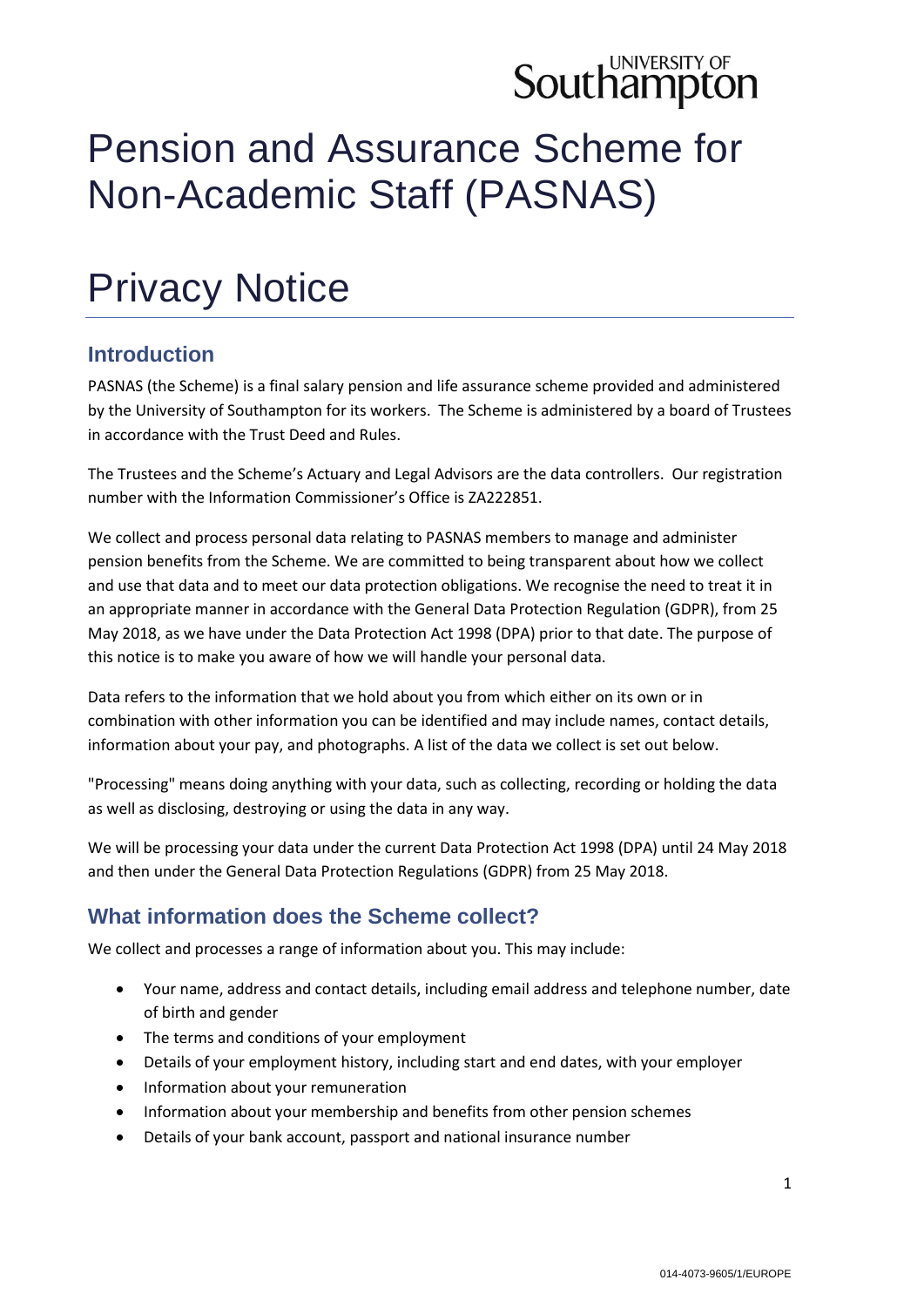# Pension and Assurance Scheme for Non-Academic Staff (PASNAS)

# Privacy Notice

## Introduction

PASNAS (the Scheme) is a final salary pension and life assurance scheme provided and administered by the University of Southampton for its workers. The Scheme is administered by a board of Trustees in accordance with the Trust Deed and Rules.

The Trustees and the Scheme's Actuary and Legal Advisors are the data controllers. Our registration number with the Information Commissioner's Office is ZA222851.

We collect and process personal data relating to PASNAS members to manage and administer pension benefits from the Scheme. We are committed to being transparent about how we collect and use that data and to meet our data protection obligations. We recognise the need to treat it in an appropriate manner in accordance with the General Data Protection Regulation (GDPR), from 25 May 2018, as we have under the Data Protection Act 1998 (DPA) prior to that date. The purpose of this notice is to make you aware of how we will handle your personal data.

Data refers to the information that we hold about you from which either on its own or in combination with other information you can be identified and may include names, contact details, information about your pay, and photographs. A list of the data we collect is set out below.

"Processing" means doing anything with your data, such as collecting, recording or holding the data as well as disclosing, destroying or using the data in any way.

We will be processing your data under the current Data Protection Act 1998 (DPA) until 24 May 2018 and then under the General Data Protection Regulations (GDPR) from 25 May 2018.

## What information does the Scheme collect?

We collect and processes a range of information about you. This may include:

- Your name, address and contact details, including email address and telephone number, date of birth and gender
- The terms and conditions of your employment
- Details of your employment history, including start and end dates, with your employer
- Information about your remuneration
- Information about your membership and benefits from other pension schemes
- Details of your bank account, passport and national insurance number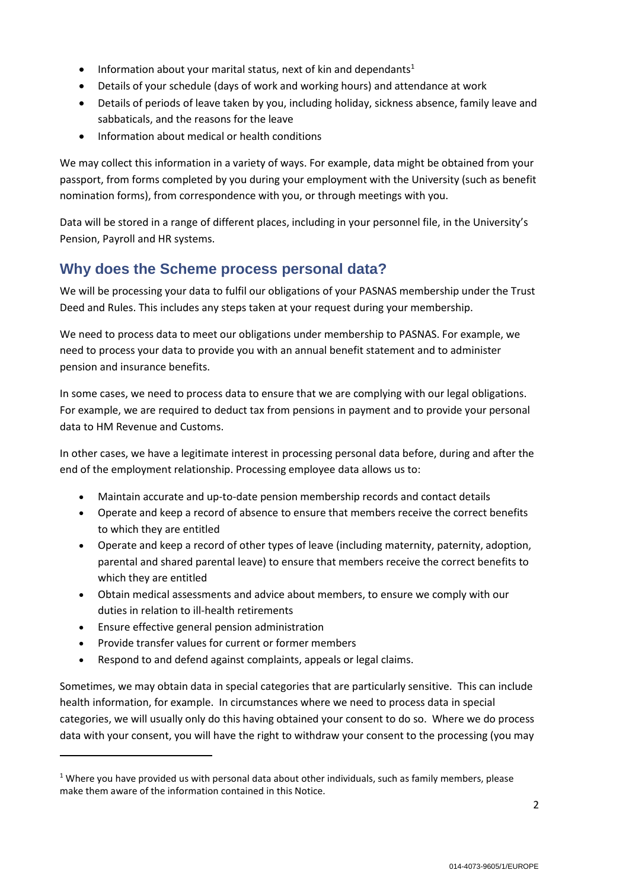- Information about your marital status, next of kin and dependants[1]
- Details of your schedule (days of work and working hours) and attendance at work
- Details of periods of leave taken by you, including holiday, sickness absence, family leave and sabbaticals, and the reasons for the leave
- Information about medical or health conditions

We may collect this information in a variety of ways. For example, data might be obtained from your passport, from forms completed by you during your employment with the University (such as benefit nomination forms), from correspondence with you, or through meetings with you.

Data will be stored in a range of different places, including in your personnel file, in the University's Pension, Payroll and HR systems.

## Why does the Scheme process personal data?

We will be processing your data to fulfil our obligations of your PASNAS membership under the Trust Deed and Rules. This includes any steps taken at your request during your membership.

We need to process data to meet our obligations under membership to PASNAS. For example, we need to process your data to provide you with an annual benefit statement and to administer pension and insurance benefits.

In some cases, we need to process data to ensure that we are complying with our legal obligations. For example, we are required to deduct tax from pensions in payment and to provide your personal data to HM Revenue and Customs.

In other cases, we have a legitimate interest in processing personal data before, during and after the end of the employment relationship. Processing employee data allows us to:

- Maintain accurate and up-to-date pension membership records and contact details
- Operate and keep a record of absence to ensure that members receive the correct benefits to which they are entitled
- Operate and keep a record of other types of leave (including maternity, paternity, adoption, parental and shared parental leave) to ensure that members receive the correct benefits to which they are entitled
- Obtain medical assessments and advice about members, to ensure we comply with our duties in relation to ill-health retirements
- Ensure effective general pension administration
- Provide transfer values for current or former members
- Respond to and defend against complaints, appeals or legal claims.

Sometimes, we may obtain data in special categories that are particularly sensitive. This can include health information, for example. In circumstances where we need to process data in special categories, we will usually only do this having obtained your consent to do so. Where we do process data with your consent, you will have the right to withdraw your consent to the processing (you may

---

[1] Where you have provided us with personal data about other individuals, such as family members, please make them aware of the information contained in this Notice.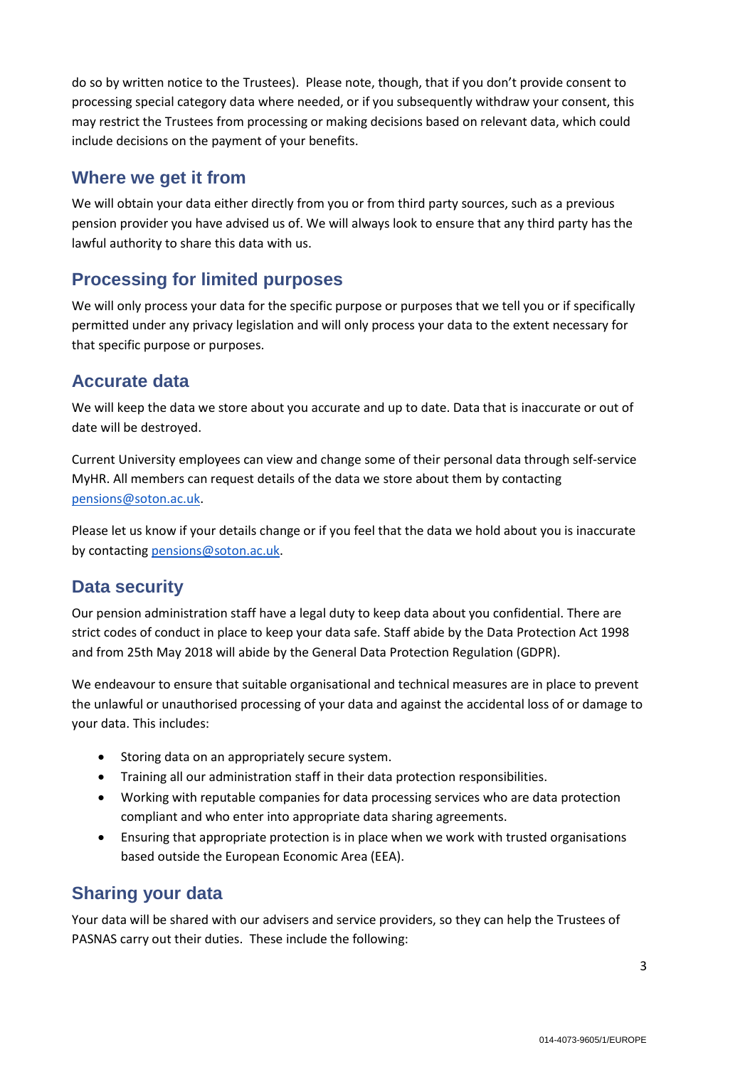do so by written notice to the Trustees). Please note, though, that if you don't provide consent to processing special category data where needed, or if you subsequently withdraw your consent, this may restrict the Trustees from processing or making decisions based on relevant data, which could include decisions on the payment of your benefits.

## Where we get it from

We will obtain your data either directly from you or from third party sources, such as a previous pension provider you have advised us of. We will always look to ensure that any third party has the lawful authority to share this data with us.

## Processing for limited purposes

We will only process your data for the specific purpose or purposes that we tell you or if specifically permitted under any privacy legislation and will only process your data to the extent necessary for that specific purpose or purposes.

## Accurate data

We will keep the data we store about you accurate and up to date. Data that is inaccurate or out of date will be destroyed.

Current University employees can view and change some of their personal data through self-service MyHR. All members can request details of the data we store about them by contacting pensions@soton.ac.uk.

Please let us know if your details change or if you feel that the data we hold about you is inaccurate by contacting pensions@soton.ac.uk.

## Data security

Our pension administration staff have a legal duty to keep data about you confidential. There are strict codes of conduct in place to keep your data safe. Staff abide by the Data Protection Act 1998 and from 25th May 2018 will abide by the General Data Protection Regulation (GDPR).

We endeavour to ensure that suitable organisational and technical measures are in place to prevent the unlawful or unauthorised processing of your data and against the accidental loss of or damage to your data. This includes:

- Storing data on an appropriately secure system.
- Training all our administration staff in their data protection responsibilities.
- Working with reputable companies for data processing services who are data protection compliant and who enter into appropriate data sharing agreements.
- Ensuring that appropriate protection is in place when we work with trusted organisations based outside the European Economic Area (EEA).

## Sharing your data

Your data will be shared with our advisers and service providers, so they can help the Trustees of PASNAS carry out their duties. These include the following: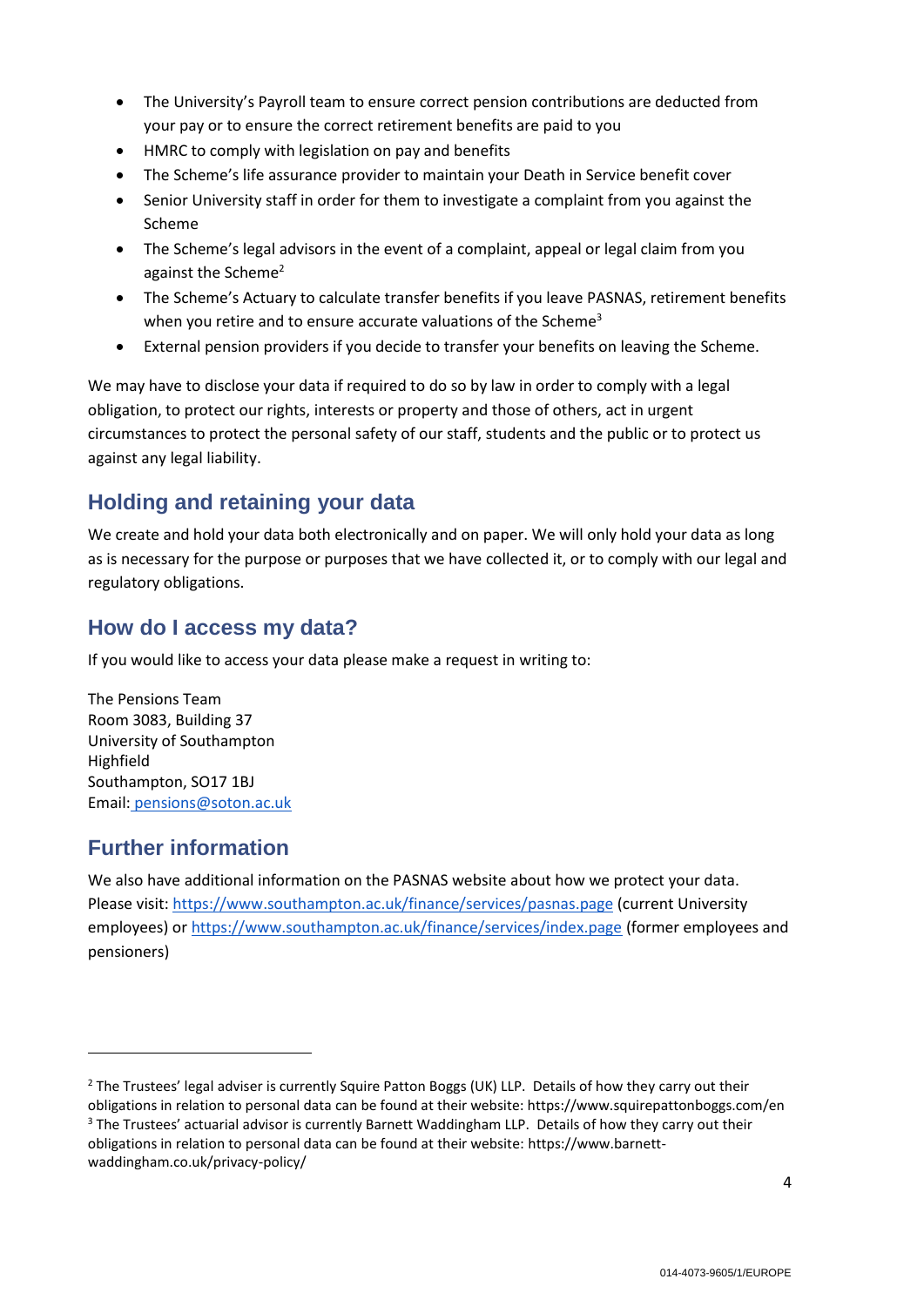- The University's Payroll team to ensure correct pension contributions are deducted from your pay or to ensure the correct retirement benefits are paid to you
- HMRC to comply with legislation on pay and benefits
- The Scheme's life assurance provider to maintain your Death in Service benefit cover
- Senior University staff in order for them to investigate a complaint from you against the Scheme
- The Scheme's legal advisors in the event of a complaint, appeal or legal claim from you against the Scheme[2]
- The Scheme's Actuary to calculate transfer benefits if you leave PASNAS, retirement benefits when you retire and to ensure accurate valuations of the Scheme[3]
- External pension providers if you decide to transfer your benefits on leaving the Scheme.

We may have to disclose your data if required to do so by law in order to comply with a legal obligation, to protect our rights, interests or property and those of others, act in urgent circumstances to protect the personal safety of our staff, students and the public or to protect us against any legal liability.

## Holding and retaining your data

We create and hold your data both electronically and on paper. We will only hold your data as long as is necessary for the purpose or purposes that we have collected it, or to comply with our legal and regulatory obligations.

## How do I access my data?

If you would like to access your data please make a request in writing to:

The Pensions Team
Room 3083, Building 37
University of Southampton
Highfield
Southampton, SO17 1BJ
Email: pensions@soton.ac.uk

## Further information

We also have additional information on the PASNAS website about how we protect your data. Please visit: https://www.southampton.ac.uk/finance/services/pasnas.page (current University employees) or https://www.southampton.ac.uk/finance/services/index.page (former employees and pensioners)

---

[2] The Trustees' legal adviser is currently Squire Patton Boggs (UK) LLP. Details of how they carry out their obligations in relation to personal data can be found at their website: https://www.squirepattonboggs.com/en

[3] The Trustees' actuarial advisor is currently Barnett Waddingham LLP. Details of how they carry out their obligations in relation to personal data can be found at their website: https://www.barnett-waddingham.co.uk/privacy-policy/

014-4073-9605/1/EUROPE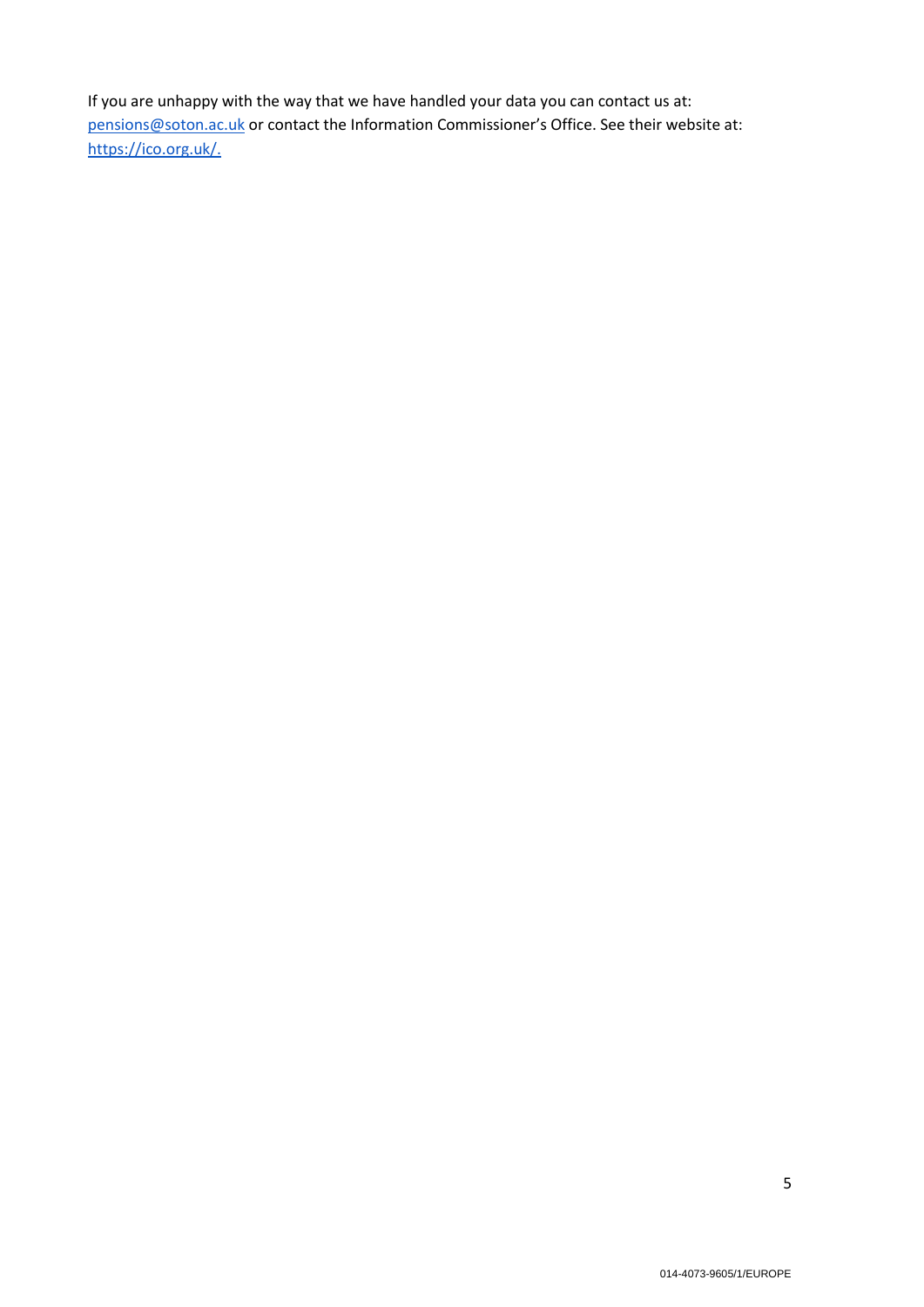If you are unhappy with the way that we have handled your data you can contact us at: [pensions@soton.ac.uk](mailto:pensions@soton.ac.uk) or contact the Information Commissioner's Office. See their website at: [https://ico.org.uk/.](https://ico.org.uk/)